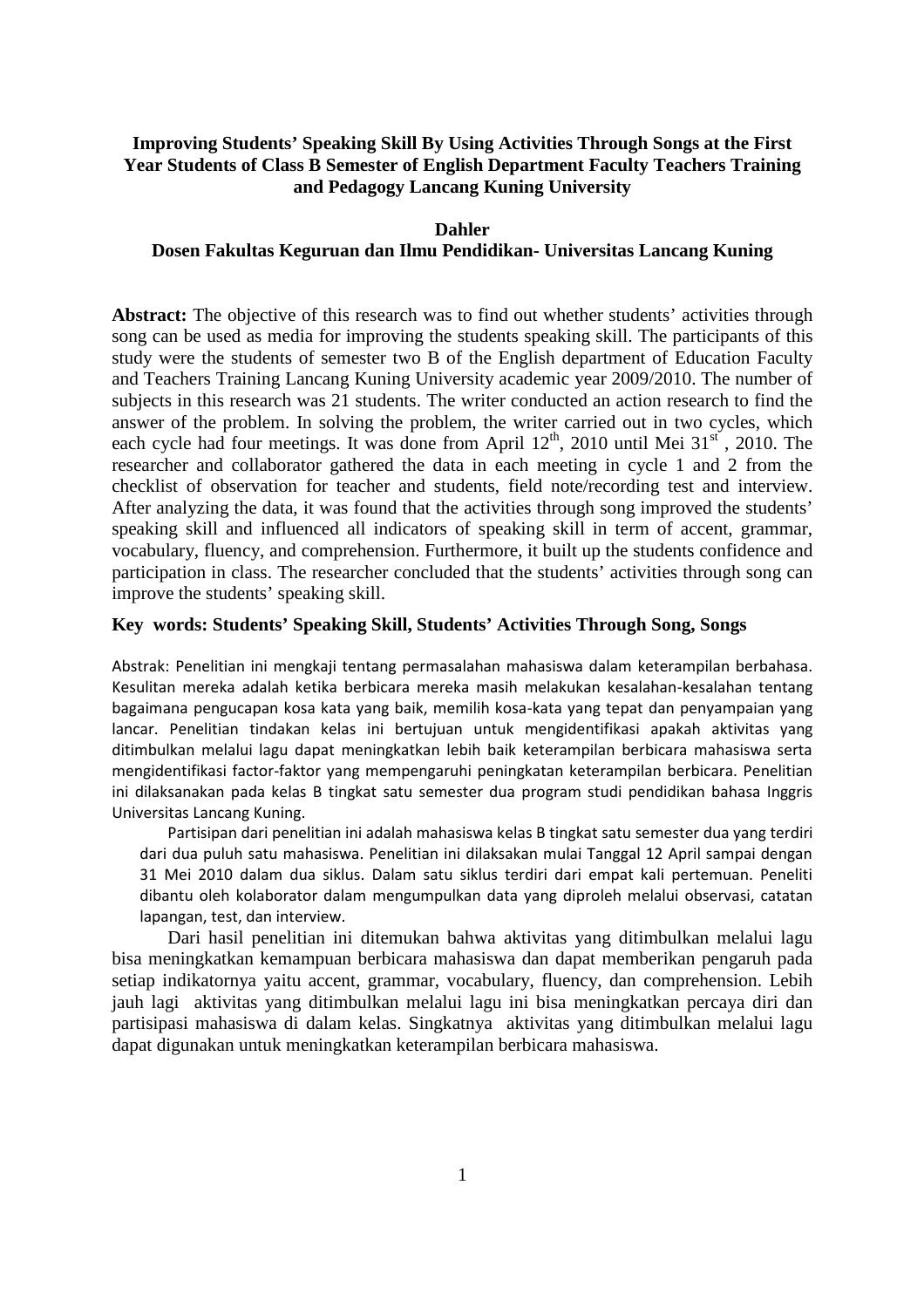# Improving Students' Speaking Skill By Using Activities Through Songs at the First Year Students of Class B Semester of English Department Faculty Teachers Training and Pedagogy Lancang Kuning University

**Dahler**
**Dosen Fakultas Keguruan dan Ilmu Pendidikan- Universitas Lancang Kuning**

**Abstract:** The objective of this research was to find out whether students' activities through song can be used as media for improving the students speaking skill. The participants of this study were the students of semester two B of the English department of Education Faculty and Teachers Training Lancang Kuning University academic year 2009/2010. The number of subjects in this research was 21 students. The writer conducted an action research to find the answer of the problem. In solving the problem, the writer carried out in two cycles, which each cycle had four meetings. It was done from April 12th, 2010 until Mei 31st, 2010. The researcher and collaborator gathered the data in each meeting in cycle 1 and 2 from the checklist of observation for teacher and students, field note/recording test and interview. After analyzing the data, it was found that the activities through song improved the students' speaking skill and influenced all indicators of speaking skill in term of accent, grammar, vocabulary, fluency, and comprehension. Furthermore, it built up the students confidence and participation in class. The researcher concluded that the students' activities through song can improve the students' speaking skill.

**Key words: Students' Speaking Skill, Students' Activities Through Song, Songs**

Abstrak: Penelitian ini mengkaji tentang permasalahan mahasiswa dalam keterampilan berbahasa. Kesulitan mereka adalah ketika berbicara mereka masih melakukan kesalahan-kesalahan tentang bagaimana pengucapan kosa kata yang baik, memilih kosa-kata yang tepat dan penyampaian yang lancar. Penelitian tindakan kelas ini bertujuan untuk mengidentifikasi apakah aktivitas yang ditimbulkan melalui lagu dapat meningkatkan lebih baik keterampilan berbicara mahasiswa serta mengidentifikasi factor-faktor yang mempengaruhi peningkatan keterampilan berbicara. Penelitian ini dilaksanakan pada kelas B tingkat satu semester dua program studi pendidikan bahasa Inggris Universitas Lancang Kuning.

Partisipan dari penelitian ini adalah mahasiswa kelas B tingkat satu semester dua yang terdiri dari dua puluh satu mahasiswa. Penelitian ini dilaksakan mulai Tanggal 12 April sampai dengan 31 Mei 2010 dalam dua siklus. Dalam satu siklus terdiri dari empat kali pertemuan. Peneliti dibantu oleh kolaborator dalam mengumpulkan data yang diproleh melalui observasi, catatan lapangan, test, dan interview.

Dari hasil penelitian ini ditemukan bahwa aktivitas yang ditimbulkan melalui lagu bisa meningkatkan kemampuan berbicara mahasiswa dan dapat memberikan pengaruh pada setiap indikatornya yaitu accent, grammar, vocabulary, fluency, dan comprehension. Lebih jauh lagi aktivitas yang ditimbulkan melalui lagu ini bisa meningkatkan percaya diri dan partisipasi mahasiswa di dalam kelas. Singkatnya aktivitas yang ditimbulkan melalui lagu dapat digunakan untuk meningkatkan keterampilan berbicara mahasiswa.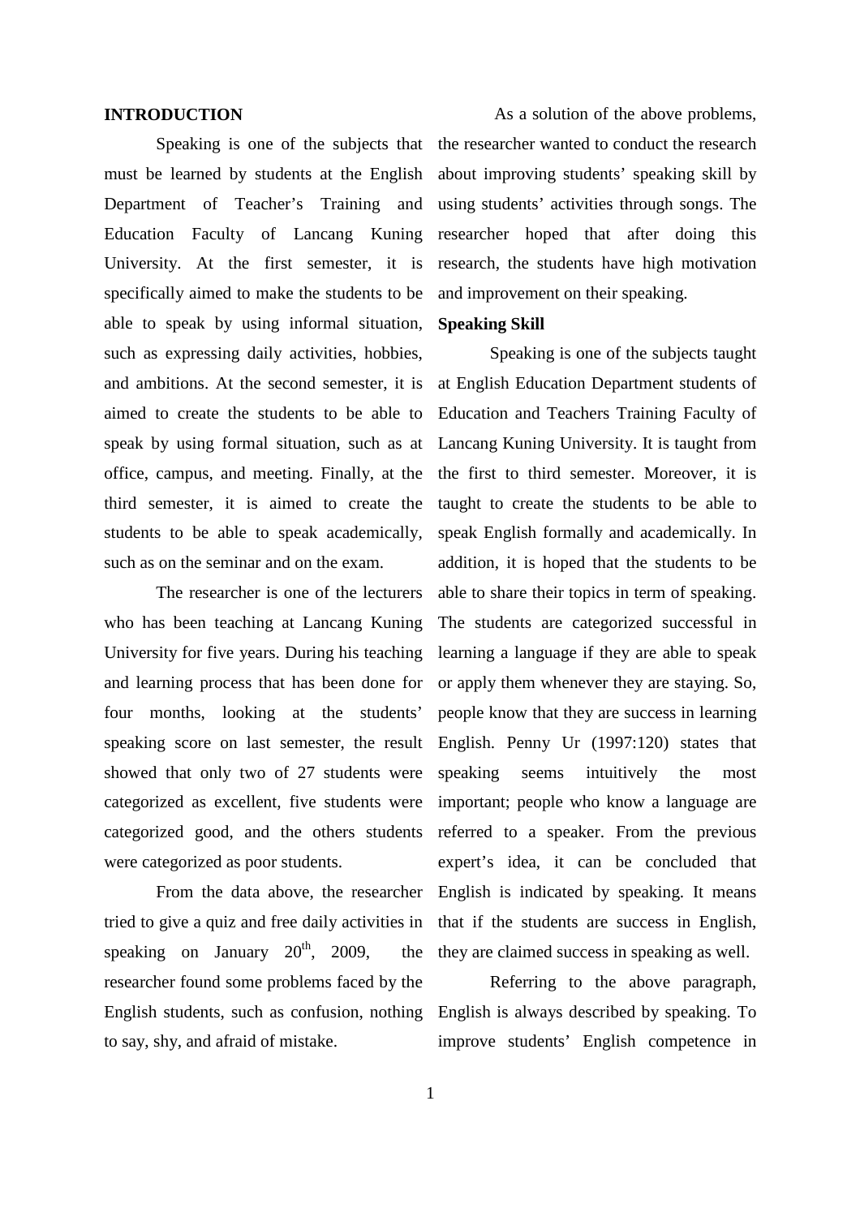## INTRODUCTION

Speaking is one of the subjects that must be learned by students at the English Department of Teacher's Training and Education Faculty of Lancang Kuning University. At the first semester, it is specifically aimed to make the students to be able to speak by using informal situation, such as expressing daily activities, hobbies, and ambitions. At the second semester, it is aimed to create the students to be able to speak by using formal situation, such as at office, campus, and meeting. Finally, at the third semester, it is aimed to create the students to be able to speak academically, such as on the seminar and on the exam.

The researcher is one of the lecturers who has been teaching at Lancang Kuning University for five years. During his teaching and learning process that has been done for four months, looking at the students' speaking score on last semester, the result showed that only two of 27 students were categorized as excellent, five students were categorized good, and the others students were categorized as poor students.

From the data above, the researcher tried to give a quiz and free daily activities in speaking on January 20th, 2009, the researcher found some problems faced by the English students, such as confusion, nothing to say, shy, and afraid of mistake.

As a solution of the above problems, the researcher wanted to conduct the research about improving students' speaking skill by using students' activities through songs. The researcher hoped that after doing this research, the students have high motivation and improvement on their speaking.

## Speaking Skill

Speaking is one of the subjects taught at English Education Department students of Education and Teachers Training Faculty of Lancang Kuning University. It is taught from the first to third semester. Moreover, it is taught to create the students to be able to speak English formally and academically. In addition, it is hoped that the students to be able to share their topics in term of speaking. The students are categorized successful in learning a language if they are able to speak or apply them whenever they are staying. So, people know that they are success in learning English. Penny Ur (1997:120) states that speaking seems intuitively the most important; people who know a language are referred to a speaker. From the previous expert's idea, it can be concluded that English is indicated by speaking. It means that if the students are success in English, they are claimed success in speaking as well.

Referring to the above paragraph, English is always described by speaking. To improve students' English competence in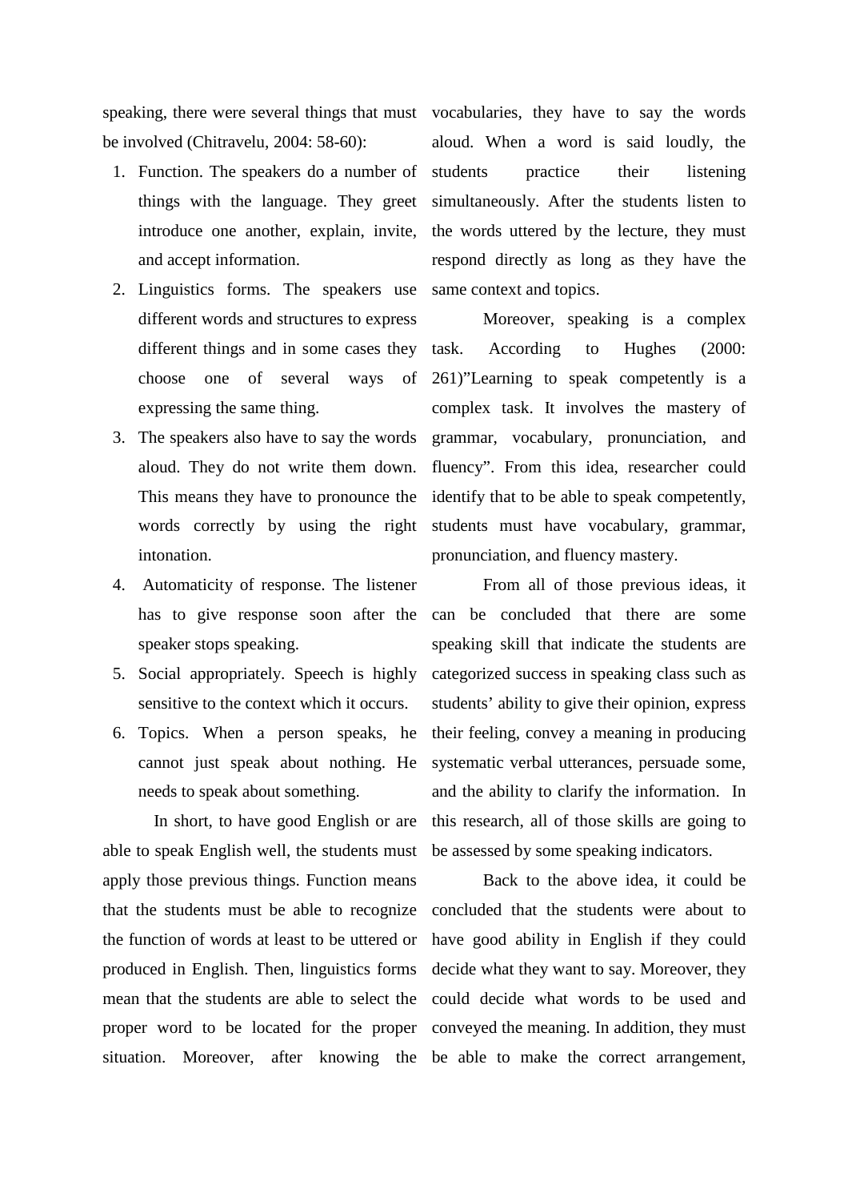speaking, there were several things that must be involved (Chitravelu, 2004: 58-60):

1. Function. The speakers do a number of things with the language. They greet introduce one another, explain, invite, and accept information.
2. Linguistics forms. The speakers use different words and structures to express different things and in some cases they choose one of several ways of expressing the same thing.
3. The speakers also have to say the words aloud. They do not write them down. This means they have to pronounce the words correctly by using the right intonation.
4. Automaticity of response. The listener has to give response soon after the speaker stops speaking.
5. Social appropriately. Speech is highly sensitive to the context which it occurs.
6. Topics. When a person speaks, he cannot just speak about nothing. He needs to speak about something.

In short, to have good English or are able to speak English well, the students must apply those previous things. Function means that the students must be able to recognize the function of words at least to be uttered or produced in English. Then, linguistics forms mean that the students are able to select the proper word to be located for the proper situation. Moreover, after knowing the vocabularies, they have to say the words aloud. When a word is said loudly, the students practice their listening simultaneously. After the students listen to the words uttered by the lecture, they must respond directly as long as they have the same context and topics.

Moreover, speaking is a complex task. According to Hughes (2000: 261)"Learning to speak competently is a complex task. It involves the mastery of grammar, vocabulary, pronunciation, and fluency". From this idea, researcher could identify that to be able to speak competently, students must have vocabulary, grammar, pronunciation, and fluency mastery.

From all of those previous ideas, it can be concluded that there are some speaking skill that indicate the students are categorized success in speaking class such as students' ability to give their opinion, express their feeling, convey a meaning in producing systematic verbal utterances, persuade some, and the ability to clarify the information. In this research, all of those skills are going to be assessed by some speaking indicators.

Back to the above idea, it could be concluded that the students were about to have good ability in English if they could decide what they want to say. Moreover, they could decide what words to be used and conveyed the meaning. In addition, they must be able to make the correct arrangement,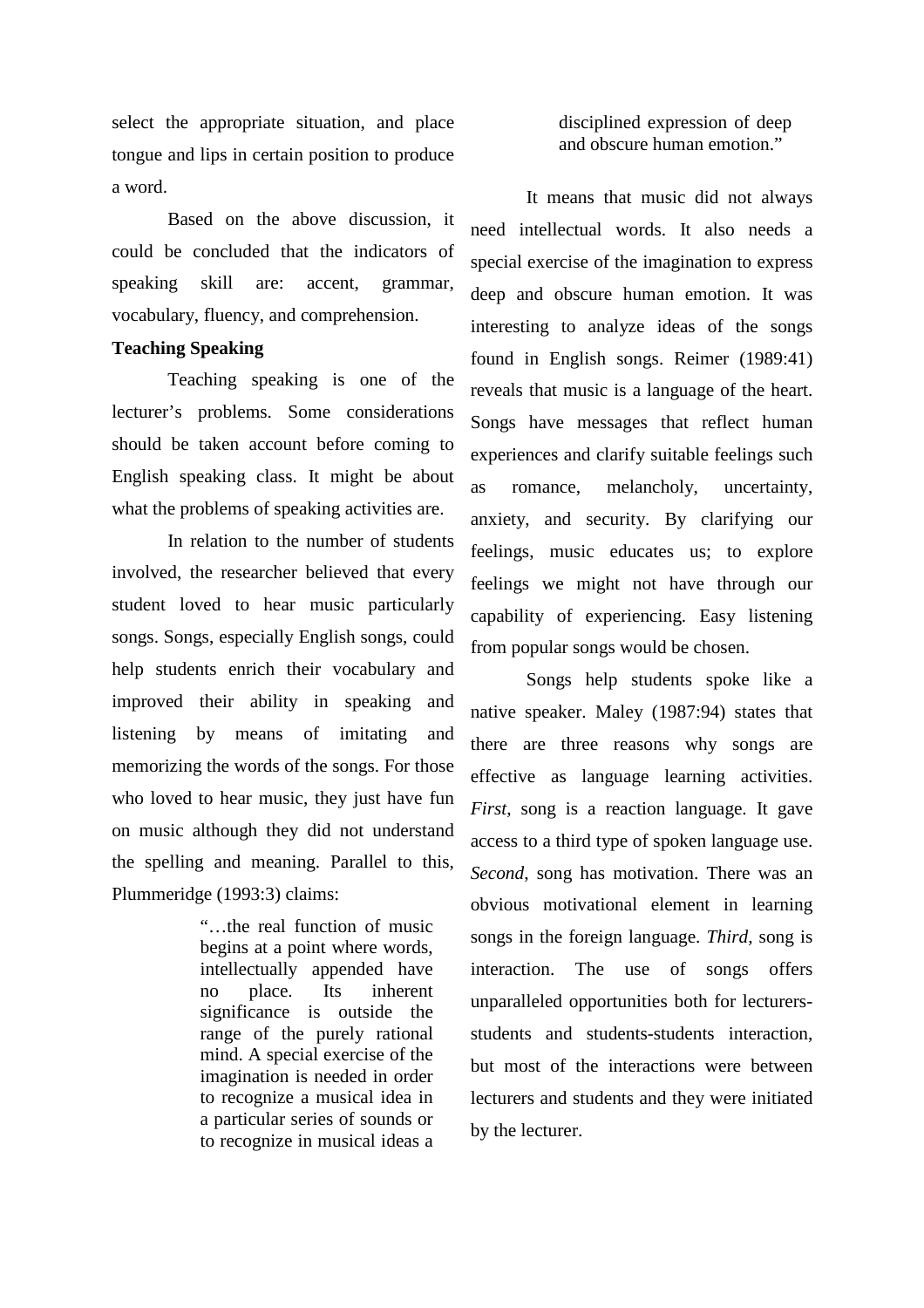select the appropriate situation, and place tongue and lips in certain position to produce a word.

Based on the above discussion, it could be concluded that the indicators of speaking skill are: accent, grammar, vocabulary, fluency, and comprehension.

**Teaching Speaking**

Teaching speaking is one of the lecturer's problems. Some considerations should be taken account before coming to English speaking class. It might be about what the problems of speaking activities are.

In relation to the number of students involved, the researcher believed that every student loved to hear music particularly songs. Songs, especially English songs, could help students enrich their vocabulary and improved their ability in speaking and listening by means of imitating and memorizing the words of the songs. For those who loved to hear music, they just have fun on music although they did not understand the spelling and meaning. Parallel to this, Plummeridge (1993:3) claims:

> "…the real function of music begins at a point where words, intellectually appended have no place. Its inherent significance is outside the range of the purely rational mind. A special exercise of the imagination is needed in order to recognize a musical idea in a particular series of sounds or to recognize in musical ideas a disciplined expression of deep and obscure human emotion."

It means that music did not always need intellectual words. It also needs a special exercise of the imagination to express deep and obscure human emotion. It was interesting to analyze ideas of the songs found in English songs. Reimer (1989:41) reveals that music is a language of the heart. Songs have messages that reflect human experiences and clarify suitable feelings such as romance, melancholy, uncertainty, anxiety, and security. By clarifying our feelings, music educates us; to explore feelings we might not have through our capability of experiencing. Easy listening from popular songs would be chosen.

Songs help students spoke like a native speaker. Maley (1987:94) states that there are three reasons why songs are effective as language learning activities. *First*, song is a reaction language. It gave access to a third type of spoken language use. *Second*, song has motivation. There was an obvious motivational element in learning songs in the foreign language. *Third*, song is interaction. The use of songs offers unparalleled opportunities both for lecturers-students and students-students interaction, but most of the interactions were between lecturers and students and they were initiated by the lecturer.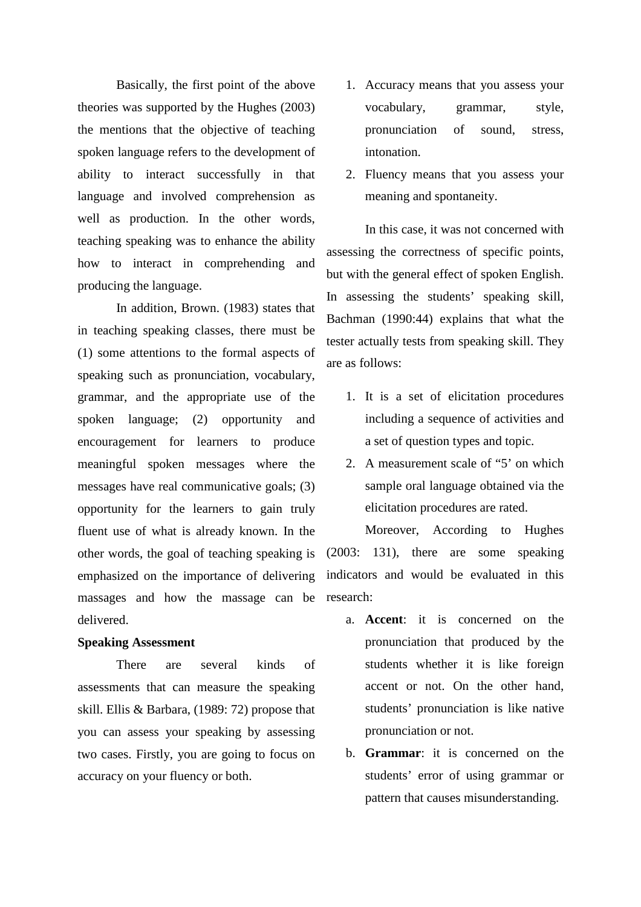Basically, the first point of the above theories was supported by the Hughes (2003) the mentions that the objective of teaching spoken language refers to the development of ability to interact successfully in that language and involved comprehension as well as production. In the other words, teaching speaking was to enhance the ability how to interact in comprehending and producing the language.

In addition, Brown. (1983) states that in teaching speaking classes, there must be (1) some attentions to the formal aspects of speaking such as pronunciation, vocabulary, grammar, and the appropriate use of the spoken language; (2) opportunity and encouragement for learners to produce meaningful spoken messages where the messages have real communicative goals; (3) opportunity for the learners to gain truly fluent use of what is already known. In the other words, the goal of teaching speaking is emphasized on the importance of delivering massages and how the massage can be delivered.

**Speaking Assessment**

There are several kinds of assessments that can measure the speaking skill. Ellis & Barbara, (1989: 72) propose that you can assess your speaking by assessing two cases. Firstly, you are going to focus on accuracy on your fluency or both.

1. Accuracy means that you assess your vocabulary, grammar, style, pronunciation of sound, stress, intonation.
2. Fluency means that you assess your meaning and spontaneity.

In this case, it was not concerned with assessing the correctness of specific points, but with the general effect of spoken English. In assessing the students' speaking skill, Bachman (1990:44) explains that what the tester actually tests from speaking skill. They are as follows:

1. It is a set of elicitation procedures including a sequence of activities and a set of question types and topic.
2. A measurement scale of "5' on which sample oral language obtained via the elicitation procedures are rated.

Moreover, According to Hughes (2003: 131), there are some speaking indicators and would be evaluated in this research:

a. **Accent**: it is concerned on the pronunciation that produced by the students whether it is like foreign accent or not. On the other hand, students' pronunciation is like native pronunciation or not.
b. **Grammar**: it is concerned on the students' error of using grammar or pattern that causes misunderstanding.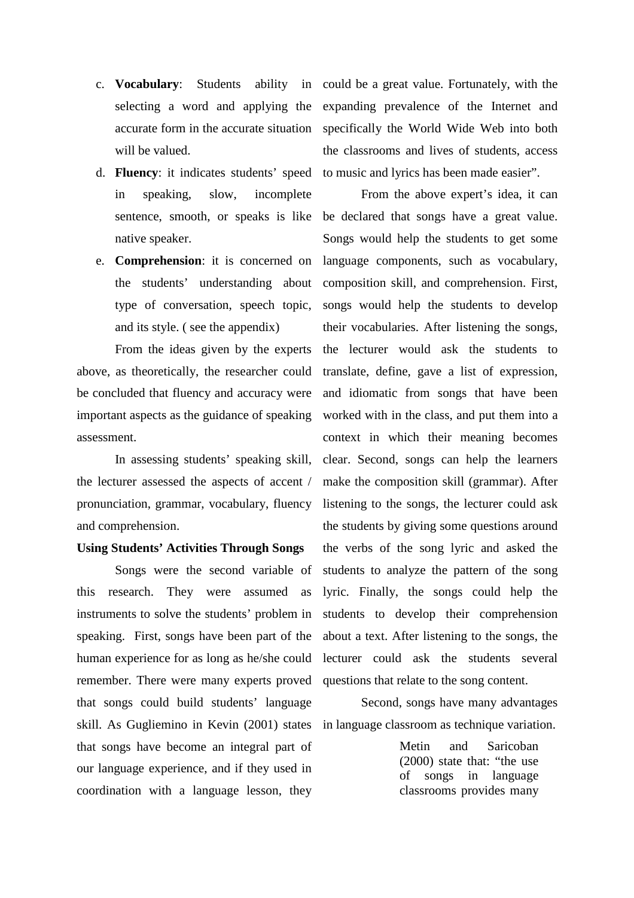c. **Vocabulary**: Students ability in selecting a word and applying the accurate form in the accurate situation will be valued.
d. **Fluency**: it indicates students' speed in speaking, slow, incomplete sentence, smooth, or speaks is like native speaker.
e. **Comprehension**: it is concerned on the students' understanding about type of conversation, speech topic, and its style. ( see the appendix)

From the ideas given by the experts above, as theoretically, the researcher could be concluded that fluency and accuracy were important aspects as the guidance of speaking assessment.

In assessing students' speaking skill, the lecturer assessed the aspects of accent / pronunciation, grammar, vocabulary, fluency and comprehension.

**Using Students' Activities Through Songs**

Songs were the second variable of this research. They were assumed as instruments to solve the students' problem in speaking. First, songs have been part of the human experience for as long as he/she could remember. There were many experts proved that songs could build students' language skill. As Gugliemino in Kevin (2001) states that songs have become an integral part of our language experience, and if they used in coordination with a language lesson, they could be a great value. Fortunately, with the expanding prevalence of the Internet and specifically the World Wide Web into both the classrooms and lives of students, access to music and lyrics has been made easier".

From the above expert's idea, it can be declared that songs have a great value. Songs would help the students to get some language components, such as vocabulary, composition skill, and comprehension. First, songs would help the students to develop their vocabularies. After listening the songs, the lecturer would ask the students to translate, define, gave a list of expression, and idiomatic from songs that have been worked with in the class, and put them into a context in which their meaning becomes clear. Second, songs can help the learners make the composition skill (grammar). After listening to the songs, the lecturer could ask the students by giving some questions around the verbs of the song lyric and asked the students to analyze the pattern of the song lyric. Finally, the songs could help the students to develop their comprehension about a text. After listening to the songs, the lecturer could ask the students several questions that relate to the song content.

Second, songs have many advantages in language classroom as technique variation.

> Metin and Saricoban (2000) state that: "the use of songs in language classrooms provides many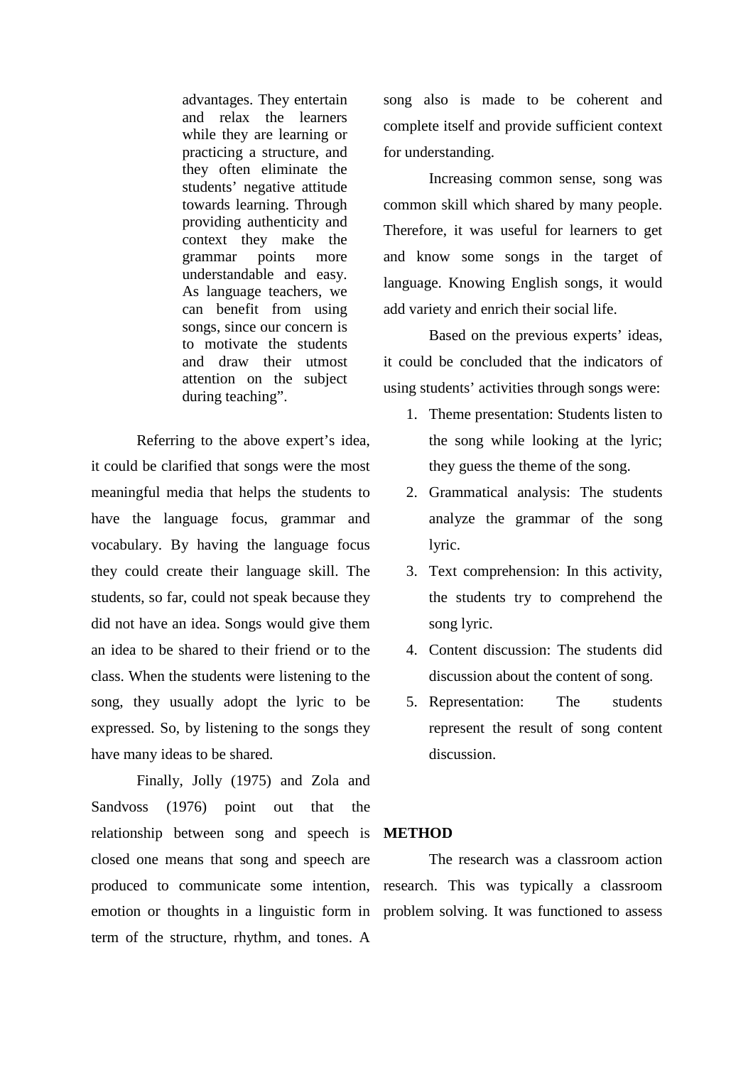> advantages. They entertain and relax the learners while they are learning or practicing a structure, and they often eliminate the students' negative attitude towards learning. Through providing authenticity and context they make the grammar points more understandable and easy. As language teachers, we can benefit from using songs, since our concern is to motivate the students and draw their utmost attention on the subject during teaching".

Referring to the above expert's idea, it could be clarified that songs were the most meaningful media that helps the students to have the language focus, grammar and vocabulary. By having the language focus they could create their language skill. The students, so far, could not speak because they did not have an idea. Songs would give them an idea to be shared to their friend or to the class. When the students were listening to the song, they usually adopt the lyric to be expressed. So, by listening to the songs they have many ideas to be shared.

Finally, Jolly (1975) and Zola and Sandvoss (1976) point out that the relationship between song and speech is closed one means that song and speech are produced to communicate some intention, emotion or thoughts in a linguistic form in term of the structure, rhythm, and tones. A song also is made to be coherent and complete itself and provide sufficient context for understanding.

Increasing common sense, song was common skill which shared by many people. Therefore, it was useful for learners to get and know some songs in the target of language. Knowing English songs, it would add variety and enrich their social life.

Based on the previous experts' ideas, it could be concluded that the indicators of using students' activities through songs were:

1. Theme presentation: Students listen to the song while looking at the lyric; they guess the theme of the song.
2. Grammatical analysis: The students analyze the grammar of the song lyric.
3. Text comprehension: In this activity, the students try to comprehend the song lyric.
4. Content discussion: The students did discussion about the content of song.
5. Representation: The students represent the result of song content discussion.

## METHOD

The research was a classroom action research. This was typically a classroom problem solving. It was functioned to assess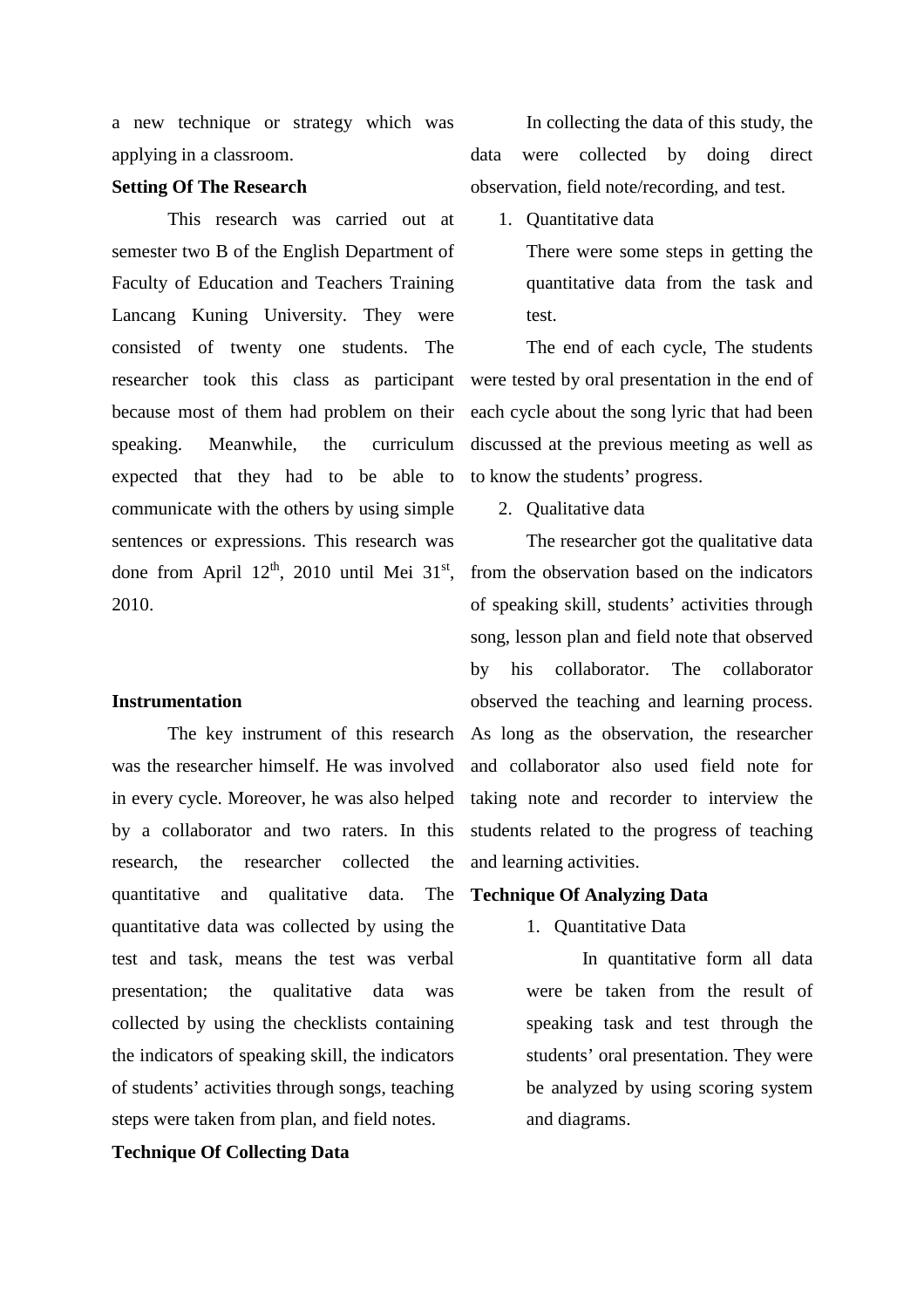a new technique or strategy which was applying in a classroom.

**Setting Of The Research**

This research was carried out at semester two B of the English Department of Faculty of Education and Teachers Training Lancang Kuning University. They were consisted of twenty one students. The researcher took this class as participant because most of them had problem on their speaking. Meanwhile, the curriculum expected that they had to be able to communicate with the others by using simple sentences or expressions. This research was done from April 12th, 2010 until Mei 31st, 2010.

**Instrumentation**

The key instrument of this research was the researcher himself. He was involved in every cycle. Moreover, he was also helped by a collaborator and two raters. In this research, the researcher collected the quantitative and qualitative data. The quantitative data was collected by using the test and task, means the test was verbal presentation; the qualitative data was collected by using the checklists containing the indicators of speaking skill, the indicators of students' activities through songs, teaching steps were taken from plan, and field notes.

**Technique Of Collecting Data**

In collecting the data of this study, the data were collected by doing direct observation, field note/recording, and test.

1. Quantitative data

   There were some steps in getting the quantitative data from the task and test.

The end of each cycle, The students were tested by oral presentation in the end of each cycle about the song lyric that had been discussed at the previous meeting as well as to know the students' progress.

2. Qualitative data

The researcher got the qualitative data from the observation based on the indicators of speaking skill, students' activities through song, lesson plan and field note that observed by his collaborator. The collaborator observed the teaching and learning process. As long as the observation, the researcher and collaborator also used field note for taking note and recorder to interview the students related to the progress of teaching and learning activities.

**Technique Of Analyzing Data**

1. Quantitative Data

   In quantitative form all data were be taken from the result of speaking task and test through the students' oral presentation. They were be analyzed by using scoring system and diagrams.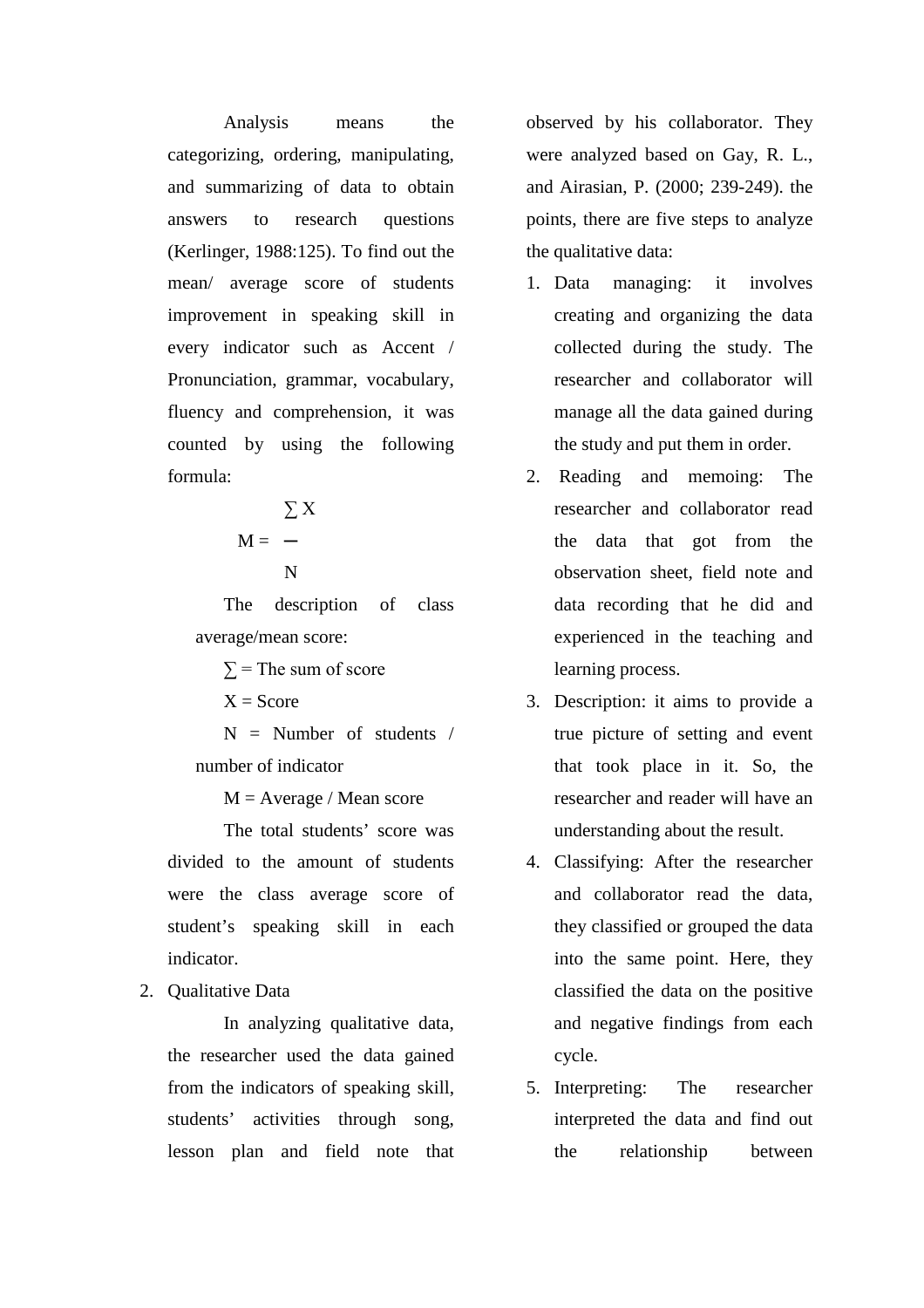Analysis means the categorizing, ordering, manipulating, and summarizing of data to obtain answers to research questions (Kerlinger, 1988:125). To find out the mean/ average score of students improvement in speaking skill in every indicator such as Accent / Pronunciation, grammar, vocabulary, fluency and comprehension, it was counted by using the following formula:

$$M = \frac{\sum X}{N}$$

The description of class average/mean score:

∑ = The sum of score

X = Score

N = Number of students / number of indicator

M = Average / Mean score

The total students' score was divided to the amount of students were the class average score of student's speaking skill in each indicator.

2. Qualitative Data

In analyzing qualitative data, the researcher used the data gained from the indicators of speaking skill, students' activities through song, lesson plan and field note that observed by his collaborator. They were analyzed based on Gay, R. L., and Airasian, P. (2000; 239-249). the points, there are five steps to analyze the qualitative data:

1. Data managing: it involves creating and organizing the data collected during the study. The researcher and collaborator will manage all the data gained during the study and put them in order.
2. Reading and memoing: The researcher and collaborator read the data that got from the observation sheet, field note and data recording that he did and experienced in the teaching and learning process.
3. Description: it aims to provide a true picture of setting and event that took place in it. So, the researcher and reader will have an understanding about the result.
4. Classifying: After the researcher and collaborator read the data, they classified or grouped the data into the same point. Here, they classified the data on the positive and negative findings from each cycle.
5. Interpreting: The researcher interpreted the data and find out the relationship between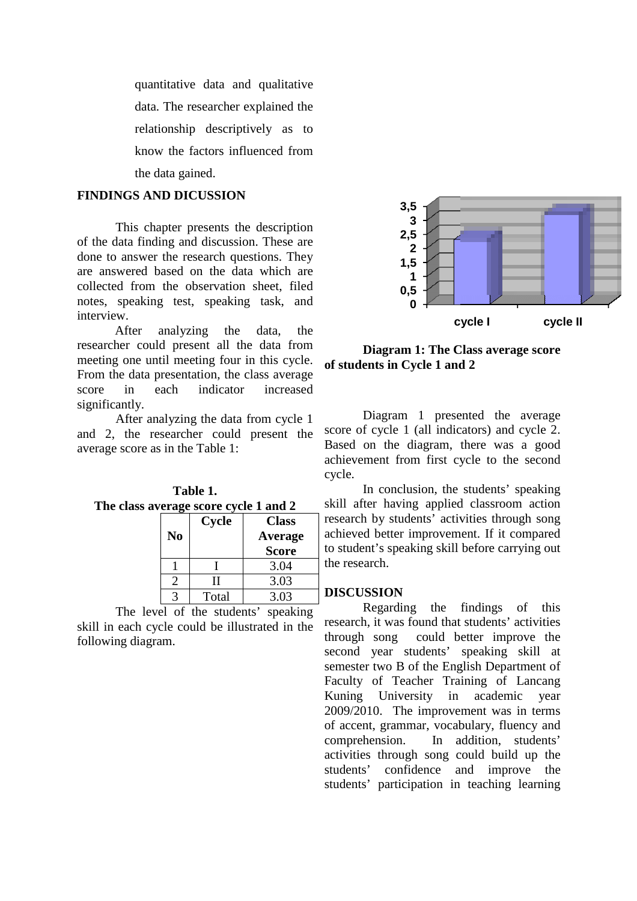quantitative data and qualitative data. The researcher explained the relationship descriptively as to know the factors influenced from the data gained.

## FINDINGS AND DICUSSION

This chapter presents the description of the data finding and discussion. These are done to answer the research questions. They are answered based on the data which are collected from the observation sheet, filed notes, speaking test, speaking task, and interview.

After analyzing the data, the researcher could present all the data from meeting one until meeting four in this cycle. From the data presentation, the class average score in each indicator increased significantly.

After analyzing the data from cycle 1 and 2, the researcher could present the average score as in the Table 1:

**Table 1.**
**The class average score cycle 1 and 2**

| No | Cycle | Class Average Score |
|---|---|---|
| 1 | I | 3.04 |
| 2 | II | 3.03 |
| 3 | Total | 3.03 |

The level of the students' speaking skill in each cycle could be illustrated in the following diagram.

**Diagram 1: The Class average score of students in Cycle 1 and 2**

Diagram 1 presented the average score of cycle 1 (all indicators) and cycle 2. Based on the diagram, there was a good achievement from first cycle to the second cycle.

In conclusion, the students' speaking skill after having applied classroom action research by students' activities through song achieved better improvement. If it compared to student's speaking skill before carrying out the research.

## DISCUSSION

Regarding the findings of this research, it was found that students' activities through song could better improve the second year students' speaking skill at semester two B of the English Department of Faculty of Teacher Training of Lancang Kuning University in academic year 2009/2010. The improvement was in terms of accent, grammar, vocabulary, fluency and comprehension. In addition, students' activities through song could build up the students' confidence and improve the students' participation in teaching learning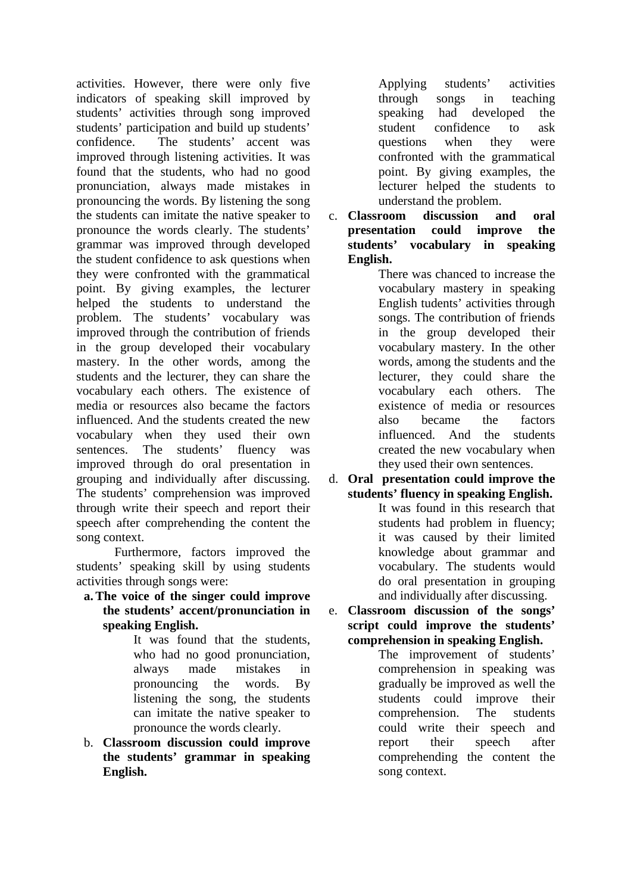activities. However, there were only five indicators of speaking skill improved by students' activities through song improved students' participation and build up students' confidence. The students' accent was improved through listening activities. It was found that the students, who had no good pronunciation, always made mistakes in pronouncing the words. By listening the song the students can imitate the native speaker to pronounce the words clearly. The students' grammar was improved through developed the student confidence to ask questions when they were confronted with the grammatical point. By giving examples, the lecturer helped the students to understand the problem. The students' vocabulary was improved through the contribution of friends in the group developed their vocabulary mastery. In the other words, among the students and the lecturer, they can share the vocabulary each others. The existence of media or resources also became the factors influenced. And the students created the new vocabulary when they used their own sentences. The students' fluency was improved through do oral presentation in grouping and individually after discussing. The students' comprehension was improved through write their speech and report their speech after comprehending the content the song context.

Furthermore, factors improved the students' speaking skill by using students activities through songs were:

a. **The voice of the singer could improve the students' accent/pronunciation in speaking English.**

   It was found that the students, who had no good pronunciation, always made mistakes in pronouncing the words. By listening the song, the students can imitate the native speaker to pronounce the words clearly.

b. **Classroom discussion could improve the students' grammar in speaking English.**

   Applying students' activities through songs in teaching speaking had developed the student confidence to ask questions when they were confronted with the grammatical point. By giving examples, the lecturer helped the students to understand the problem.

c. **Classroom discussion and oral presentation could improve the students' vocabulary in speaking English.**

   There was chanced to increase the vocabulary mastery in speaking English tudents' activities through songs. The contribution of friends in the group developed their vocabulary mastery. In the other words, among the students and the lecturer, they could share the vocabulary each others. The existence of media or resources also became the factors influenced. And the students created the new vocabulary when they used their own sentences.

d. **Oral presentation could improve the students' fluency in speaking English.**

   It was found in this research that students had problem in fluency; it was caused by their limited knowledge about grammar and vocabulary. The students would do oral presentation in grouping and individually after discussing.

e. **Classroom discussion of the songs' script could improve the students' comprehension in speaking English.**

   The improvement of students' comprehension in speaking was gradually be improved as well the students could improve their comprehension. The students could write their speech and report their speech after comprehending the content the song context.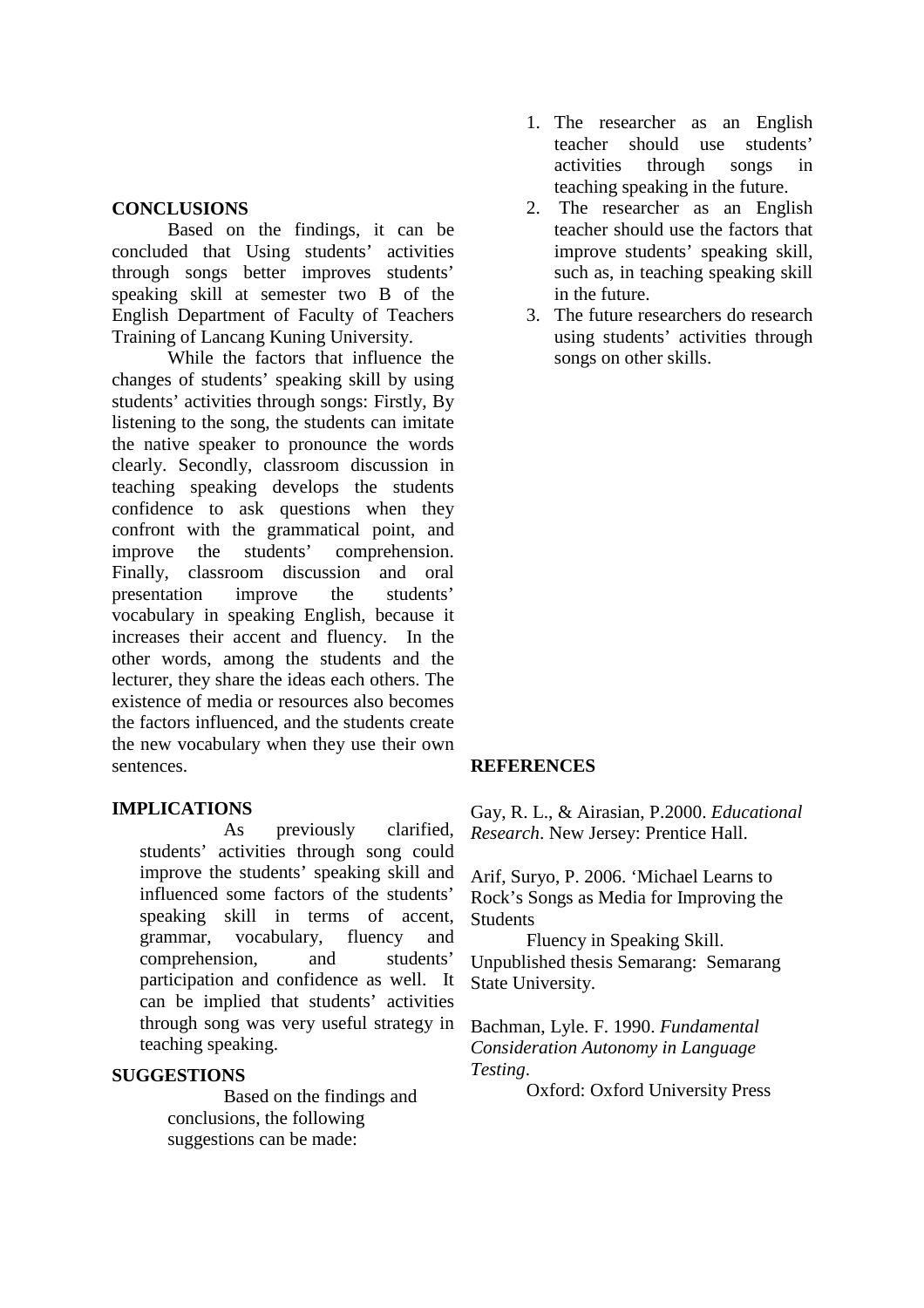## CONCLUSIONS

Based on the findings, it can be concluded that Using students' activities through songs better improves students' speaking skill at semester two B of the English Department of Faculty of Teachers Training of Lancang Kuning University.

While the factors that influence the changes of students' speaking skill by using students' activities through songs: Firstly, By listening to the song, the students can imitate the native speaker to pronounce the words clearly. Secondly, classroom discussion in teaching speaking develops the students confidence to ask questions when they confront with the grammatical point, and improve the students' comprehension. Finally, classroom discussion and oral presentation improve the students' vocabulary in speaking English, because it increases their accent and fluency. In the other words, among the students and the lecturer, they share the ideas each others. The existence of media or resources also becomes the factors influenced, and the students create the new vocabulary when they use their own sentences.

## IMPLICATIONS

As previously clarified, students' activities through song could improve the students' speaking skill and influenced some factors of the students' speaking skill in terms of accent, grammar, vocabulary, fluency and comprehension, and students' participation and confidence as well. It can be implied that students' activities through song was very useful strategy in teaching speaking.

## SUGGESTIONS

Based on the findings and conclusions, the following suggestions can be made:

1. The researcher as an English teacher should use students' activities through songs in teaching speaking in the future.
2. The researcher as an English teacher should use the factors that improve students' speaking skill, such as, in teaching speaking skill in the future.
3. The future researchers do research using students' activities through songs on other skills.

## REFERENCES

Gay, R. L., & Airasian, P.2000. *Educational Research*. New Jersey: Prentice Hall.

Arif, Suryo, P. 2006. 'Michael Learns to Rock's Songs as Media for Improving the Students Fluency in Speaking Skill. Unpublished thesis Semarang: Semarang State University.

Bachman, Lyle. F. 1990. *Fundamental Consideration Autonomy in Language Testing*. Oxford: Oxford University Press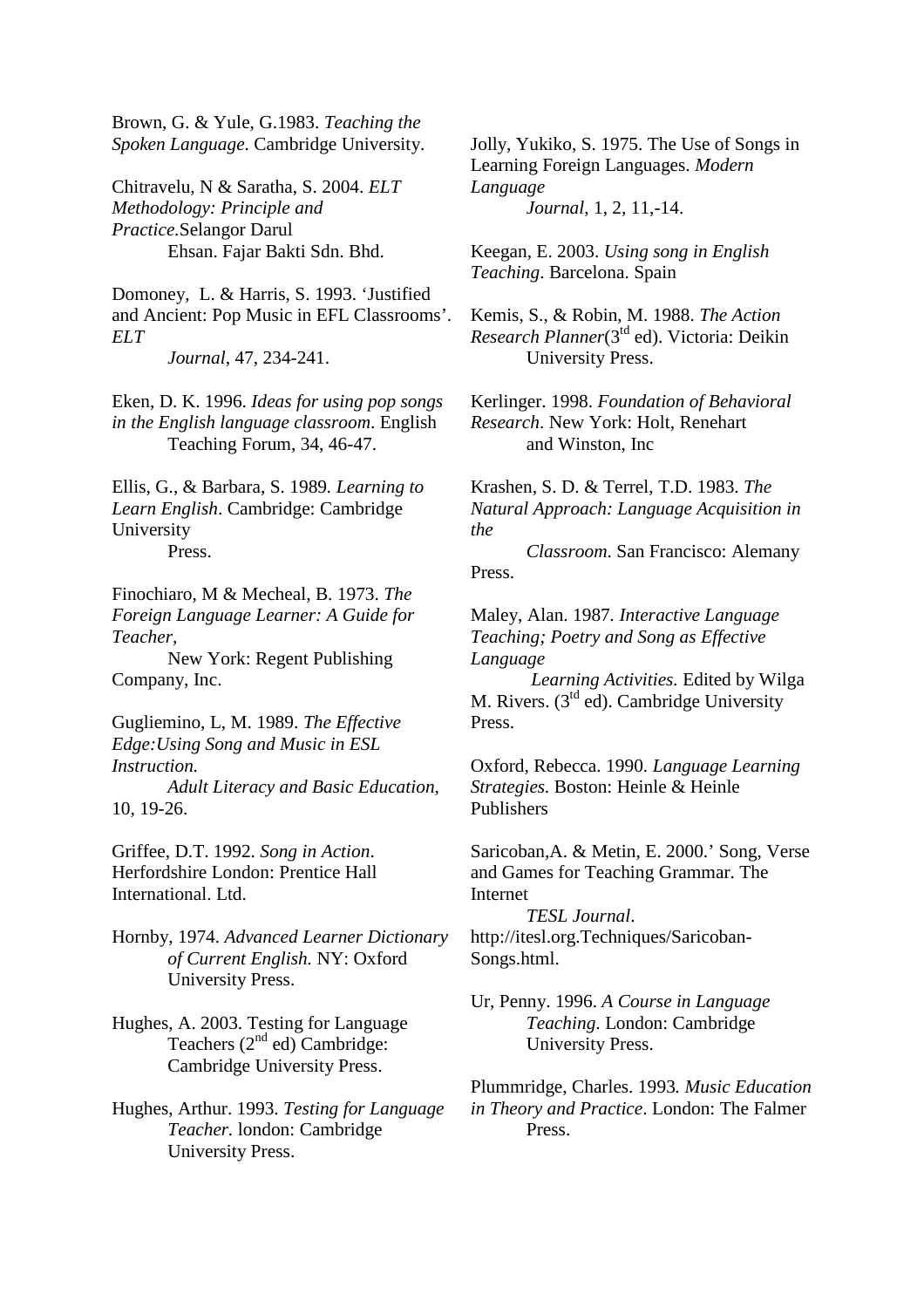Brown, G. & Yule, G.1983. *Teaching the Spoken Language*. Cambridge University.

Chitravelu, N & Saratha, S. 2004. *ELT Methodology: Principle and Practice*.Selangor Darul Ehsan. Fajar Bakti Sdn. Bhd.

Domoney, L. & Harris, S. 1993. 'Justified and Ancient: Pop Music in EFL Classrooms'. *ELT Journal*, 47, 234-241.

Eken, D. K. 1996. *Ideas for using pop songs in the English language classroom*. English Teaching Forum, 34, 46-47.

Ellis, G., & Barbara, S. 1989. *Learning to Learn English*. Cambridge: Cambridge University Press.

Finochiaro, M & Mecheal, B. 1973. *The Foreign Language Learner: A Guide for Teacher*, New York: Regent Publishing Company, Inc.

Gugliemino, L, M. 1989. *The Effective Edge:Using Song and Music in ESL Instruction. Adult Literacy and Basic Education*, 10, 19-26.

Griffee, D.T. 1992. *Song in Action*. Herfordshire London: Prentice Hall International. Ltd.

Hornby, 1974. *Advanced Learner Dictionary of Current English.* NY: Oxford University Press.

Hughes, A. 2003. Testing for Language Teachers (2nd ed) Cambridge: Cambridge University Press.

Hughes, Arthur. 1993. *Testing for Language Teacher*. london: Cambridge University Press.

Jolly, Yukiko, S. 1975. The Use of Songs in Learning Foreign Languages. *Modern Language Journal*, 1, 2, 11,-14.

Keegan, E. 2003. *Using song in English Teaching*. Barcelona. Spain

Kemis, S., & Robin, M. 1988. *The Action Research Planner*(3td ed). Victoria: Deikin University Press.

Kerlinger. 1998. *Foundation of Behavioral Research*. New York: Holt, Renehart and Winston, Inc

Krashen, S. D. & Terrel, T.D. 1983. *The Natural Approach: Language Acquisition in the Classroom*. San Francisco: Alemany Press.

Maley, Alan. 1987. *Interactive Language Teaching; Poetry and Song as Effective Language Learning Activities.* Edited by Wilga M. Rivers. (3td ed). Cambridge University Press.

Oxford, Rebecca. 1990. *Language Learning Strategies*. Boston: Heinle & Heinle Publishers

Saricoban,A. & Metin, E. 2000.' Song, Verse and Games for Teaching Grammar. The Internet *TESL Journal*. http://itesl.org.Techniques/Saricoban-Songs.html.

Ur, Penny. 1996. *A Course in Language Teaching*. London: Cambridge University Press.

Plummridge, Charles. 1993*. Music Education in Theory and Practice*. London: The Falmer Press.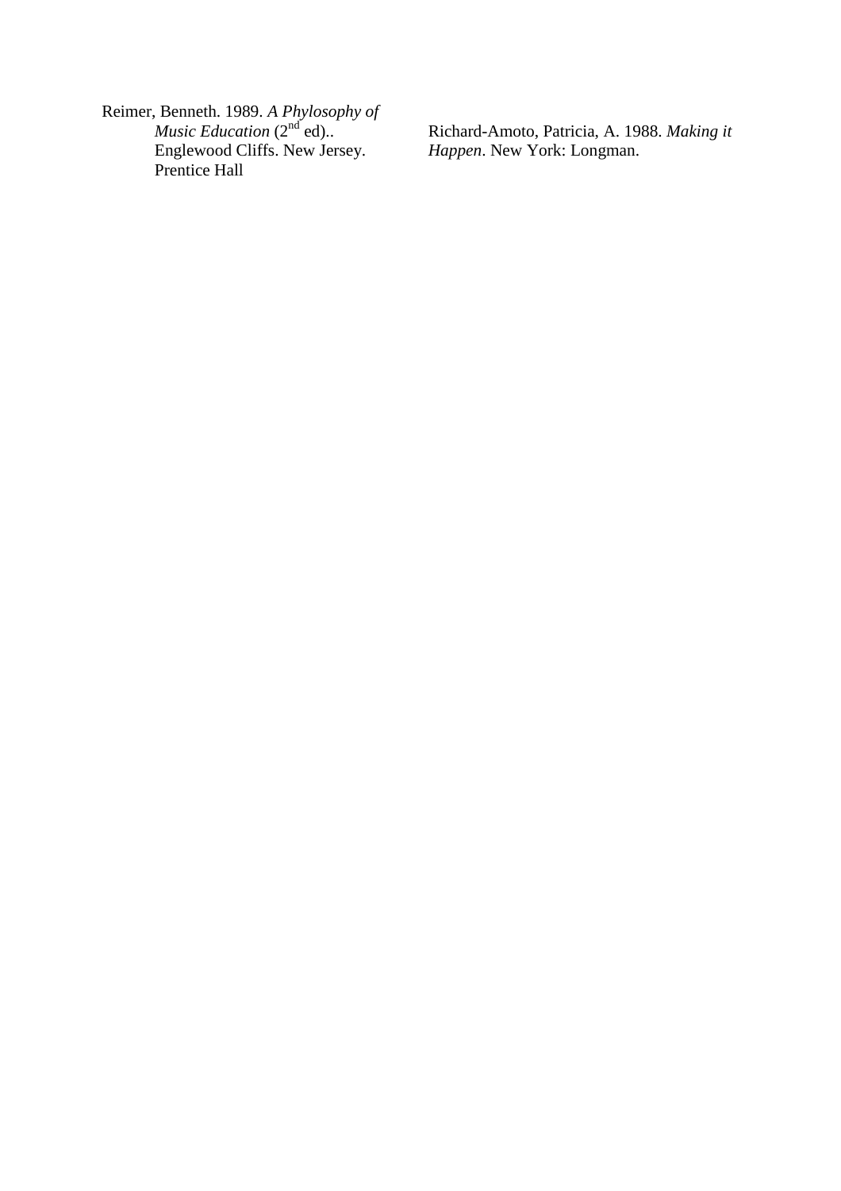Reimer, Benneth. 1989. *A Phylosophy of Music Education* (2nd ed).. Englewood Cliffs. New Jersey. Prentice Hall

Richard-Amoto, Patricia, A. 1988. *Making it Happen*. New York: Longman.